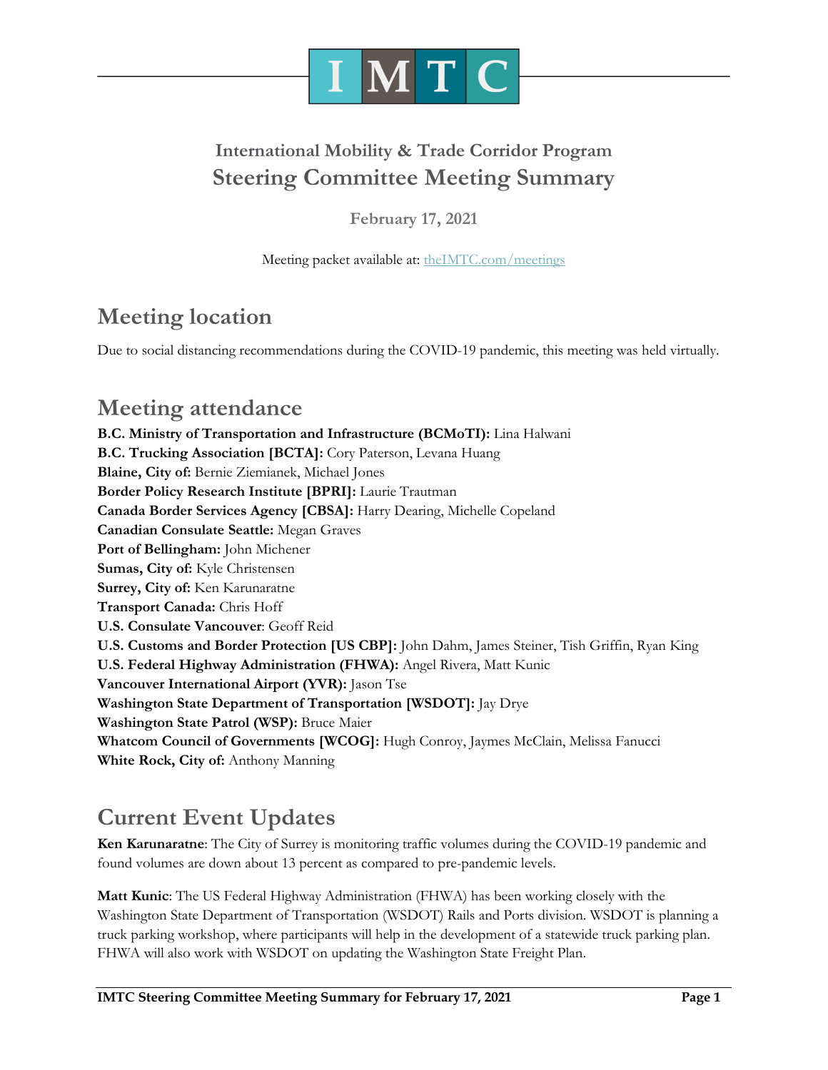# International Mobility & Trade Corridor Program

# Steering Committee Meeting Summary

**February 17, 2021**

Meeting packet available at: theIMTC.com/meetings

## Meeting location

Due to social distancing recommendations during the COVID-19 pandemic, this meeting was held virtually.

## Meeting attendance

**B.C. Ministry of Transportation and Infrastructure (BCMoTI):** Lina Halwani
**B.C. Trucking Association [BCTA]:** Cory Paterson, Levana Huang
**Blaine, City of:** Bernie Ziemianek, Michael Jones
**Border Policy Research Institute [BPRI]:** Laurie Trautman
**Canada Border Services Agency [CBSA]:** Harry Dearing, Michelle Copeland
**Canadian Consulate Seattle:** Megan Graves
**Port of Bellingham:** John Michener
**Sumas, City of:** Kyle Christensen
**Surrey, City of:** Ken Karunaratne
**Transport Canada:** Chris Hoff
**U.S. Consulate Vancouver**: Geoff Reid
**U.S. Customs and Border Protection [US CBP]:** John Dahm, James Steiner, Tish Griffin, Ryan King
**U.S. Federal Highway Administration (FHWA):** Angel Rivera, Matt Kunic
**Vancouver International Airport (YVR):** Jason Tse
**Washington State Department of Transportation [WSDOT]:** Jay Drye
**Washington State Patrol (WSP):** Bruce Maier
**Whatcom Council of Governments [WCOG]:** Hugh Conroy, Jaymes McClain, Melissa Fanucci
**White Rock, City of:** Anthony Manning

## Current Event Updates

**Ken Karunaratne**: The City of Surrey is monitoring traffic volumes during the COVID-19 pandemic and found volumes are down about 13 percent as compared to pre-pandemic levels.

**Matt Kunic**: The US Federal Highway Administration (FHWA) has been working closely with the Washington State Department of Transportation (WSDOT) Rails and Ports division. WSDOT is planning a truck parking workshop, where participants will help in the development of a statewide truck parking plan. FHWA will also work with WSDOT on updating the Washington State Freight Plan.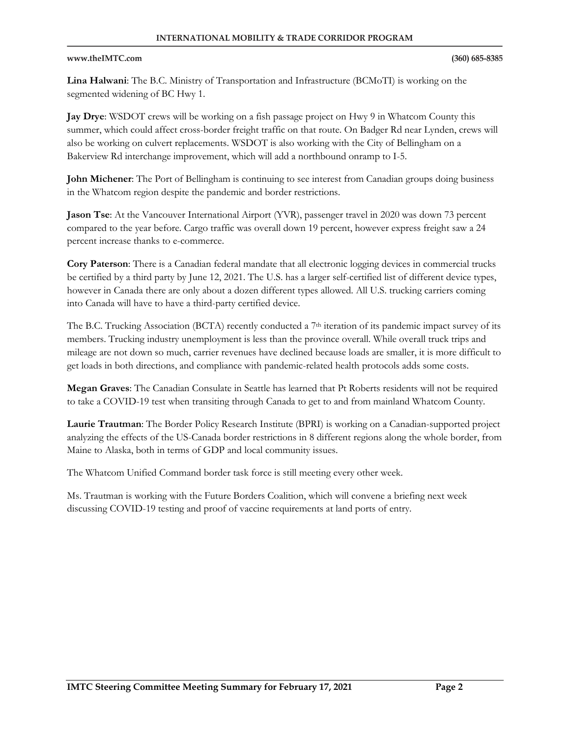**Lina Halwani**: The B.C. Ministry of Transportation and Infrastructure (BCMoTI) is working on the segmented widening of BC Hwy 1.

**Jay Drye**: WSDOT crews will be working on a fish passage project on Hwy 9 in Whatcom County this summer, which could affect cross-border freight traffic on that route. On Badger Rd near Lynden, crews will also be working on culvert replacements. WSDOT is also working with the City of Bellingham on a Bakerview Rd interchange improvement, which will add a northbound onramp to I-5.

**John Michener**: The Port of Bellingham is continuing to see interest from Canadian groups doing business in the Whatcom region despite the pandemic and border restrictions.

**Jason Tse**: At the Vancouver International Airport (YVR), passenger travel in 2020 was down 73 percent compared to the year before. Cargo traffic was overall down 19 percent, however express freight saw a 24 percent increase thanks to e-commerce.

**Cory Paterson**: There is a Canadian federal mandate that all electronic logging devices in commercial trucks be certified by a third party by June 12, 2021. The U.S. has a larger self-certified list of different device types, however in Canada there are only about a dozen different types allowed. All U.S. trucking carriers coming into Canada will have to have a third-party certified device.

The B.C. Trucking Association (BCTA) recently conducted a 7th iteration of its pandemic impact survey of its members. Trucking industry unemployment is less than the province overall. While overall truck trips and mileage are not down so much, carrier revenues have declined because loads are smaller, it is more difficult to get loads in both directions, and compliance with pandemic-related health protocols adds some costs.

**Megan Graves**: The Canadian Consulate in Seattle has learned that Pt Roberts residents will not be required to take a COVID-19 test when transiting through Canada to get to and from mainland Whatcom County.

**Laurie Trautman**: The Border Policy Research Institute (BPRI) is working on a Canadian-supported project analyzing the effects of the US-Canada border restrictions in 8 different regions along the whole border, from Maine to Alaska, both in terms of GDP and local community issues.

The Whatcom Unified Command border task force is still meeting every other week.

Ms. Trautman is working with the Future Borders Coalition, which will convene a briefing next week discussing COVID-19 testing and proof of vaccine requirements at land ports of entry.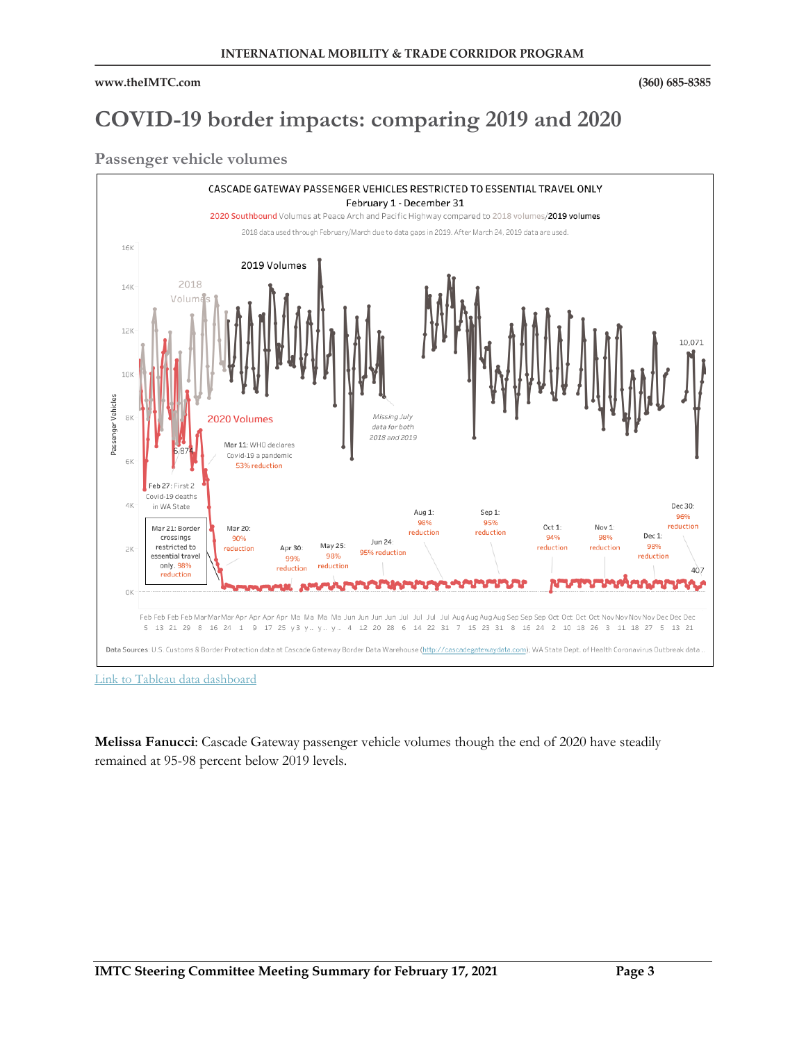# COVID-19 border impacts: comparing 2019 and 2020

## Passenger vehicle volumes

CASCADE GATEWAY PASSENGER VEHICLES RESTRICTED TO ESSENTIAL TRAVEL ONLY
February 1 - December 31
2020 Southbound Volumes at Peace Arch and Pacific Highway compared to 2018 volumes/2019 volumes
2018 data used through February/March due to data gaps in 2019. After March 24, 2019 data are used.

Data Sources: U.S. Customs & Border Protection data at Cascade Gateway Border Data Warehouse (http://cascadegatewaydata.com); WA State Dept. of Health Coronavirus Outbreak data

Link to Tableau data dashboard

**Melissa Fanucci**: Cascade Gateway passenger vehicle volumes though the end of 2020 have steadily remained at 95-98 percent below 2019 levels.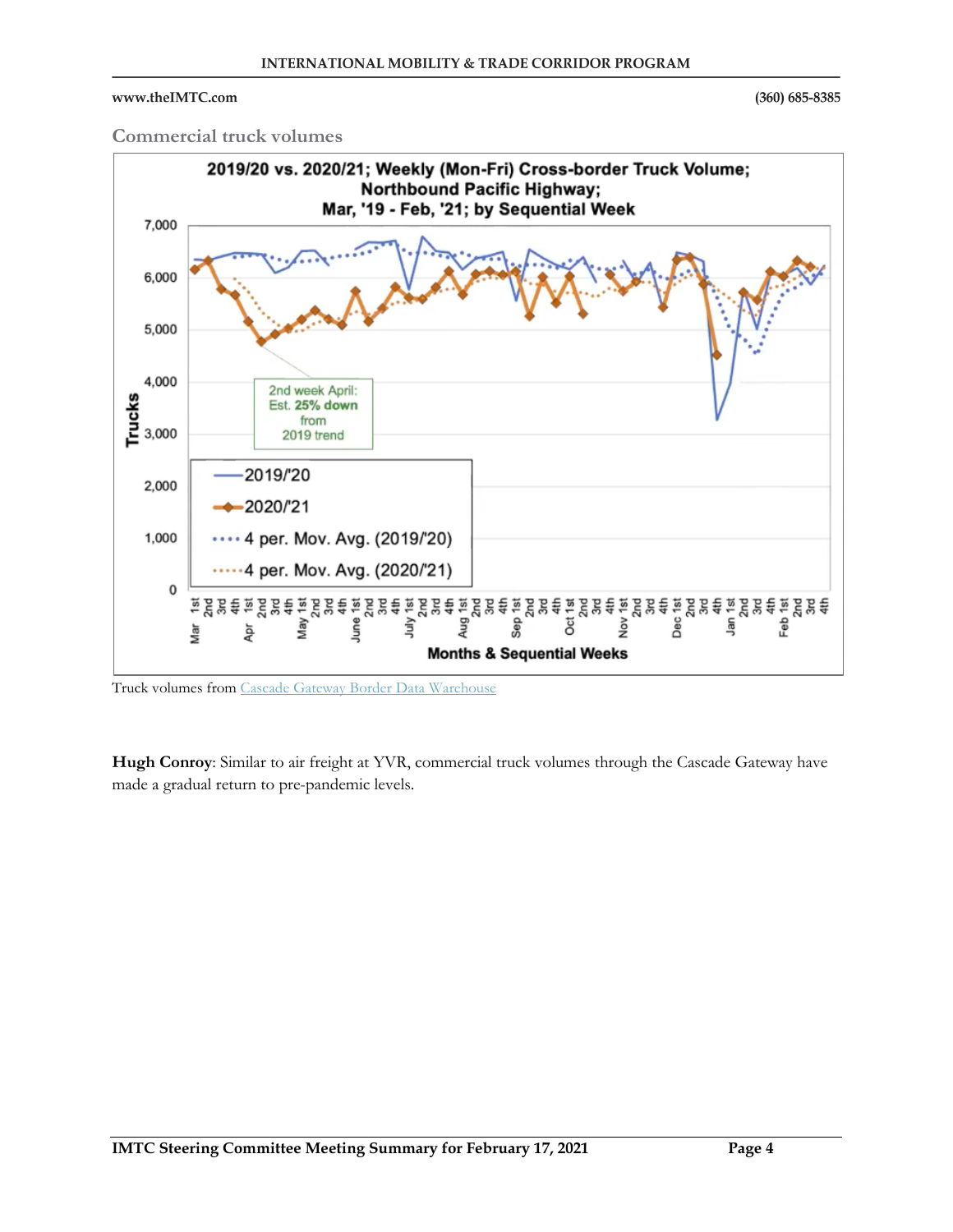### Commercial truck volumes

Truck volumes from [Cascade Gateway Border Data Warehouse]

**Hugh Conroy**: Similar to air freight at YVR, commercial truck volumes through the Cascade Gateway have made a gradual return to pre-pandemic levels.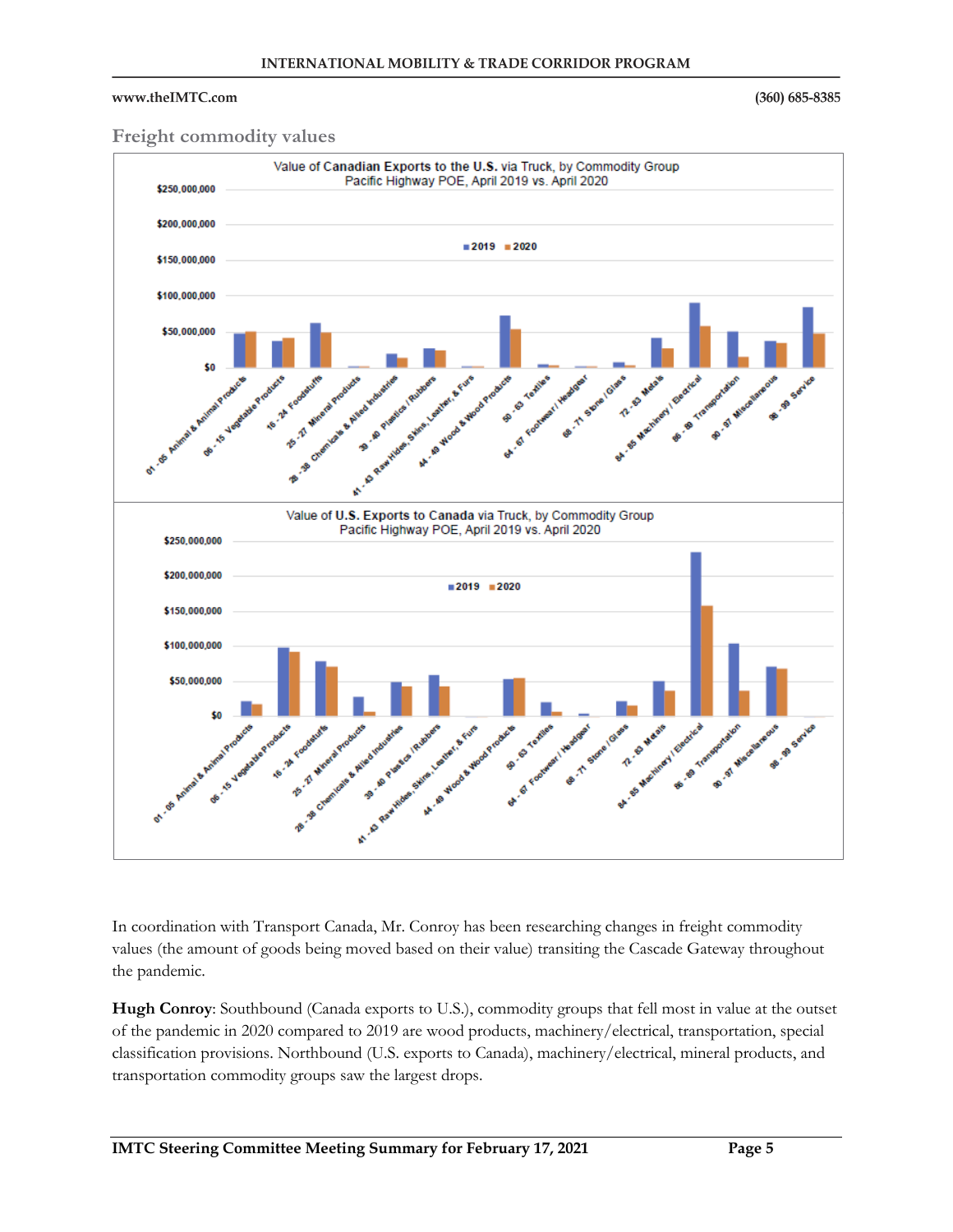## Freight commodity values

In coordination with Transport Canada, Mr. Conroy has been researching changes in freight commodity values (the amount of goods being moved based on their value) transiting the Cascade Gateway throughout the pandemic.

**Hugh Conroy**: Southbound (Canada exports to U.S.), commodity groups that fell most in value at the outset of the pandemic in 2020 compared to 2019 are wood products, machinery/electrical, transportation, special classification provisions. Northbound (U.S. exports to Canada), machinery/electrical, mineral products, and transportation commodity groups saw the largest drops.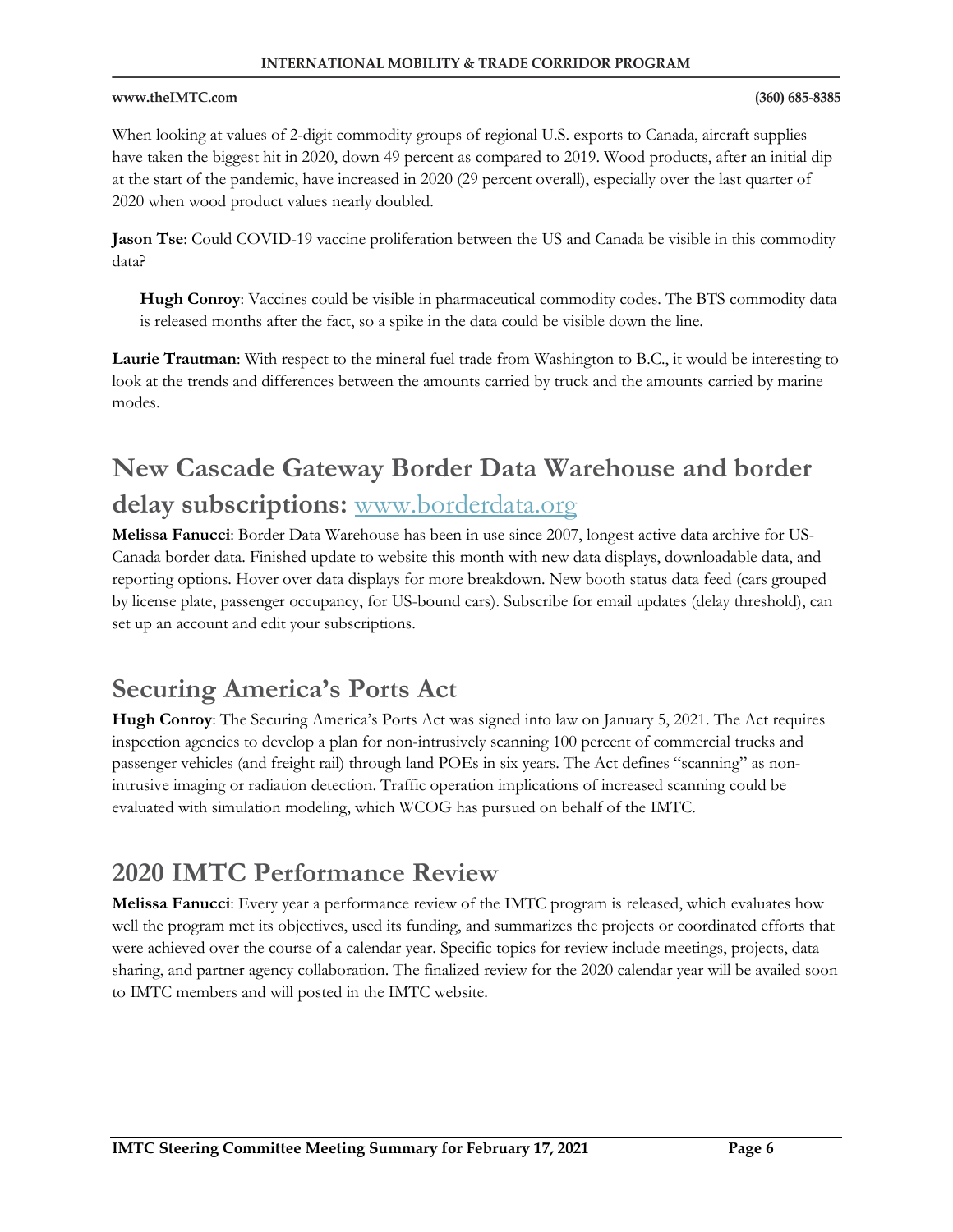When looking at values of 2-digit commodity groups of regional U.S. exports to Canada, aircraft supplies have taken the biggest hit in 2020, down 49 percent as compared to 2019. Wood products, after an initial dip at the start of the pandemic, have increased in 2020 (29 percent overall), especially over the last quarter of 2020 when wood product values nearly doubled.

**Jason Tse**: Could COVID-19 vaccine proliferation between the US and Canada be visible in this commodity data?

> **Hugh Conroy**: Vaccines could be visible in pharmaceutical commodity codes. The BTS commodity data is released months after the fact, so a spike in the data could be visible down the line.

**Laurie Trautman**: With respect to the mineral fuel trade from Washington to B.C., it would be interesting to look at the trends and differences between the amounts carried by truck and the amounts carried by marine modes.

## New Cascade Gateway Border Data Warehouse and border delay subscriptions: www.borderdata.org

**Melissa Fanucci**: Border Data Warehouse has been in use since 2007, longest active data archive for US-Canada border data. Finished update to website this month with new data displays, downloadable data, and reporting options. Hover over data displays for more breakdown. New booth status data feed (cars grouped by license plate, passenger occupancy, for US-bound cars). Subscribe for email updates (delay threshold), can set up an account and edit your subscriptions.

## Securing America's Ports Act

**Hugh Conroy**: The Securing America's Ports Act was signed into law on January 5, 2021. The Act requires inspection agencies to develop a plan for non-intrusively scanning 100 percent of commercial trucks and passenger vehicles (and freight rail) through land POEs in six years. The Act defines "scanning" as non-intrusive imaging or radiation detection. Traffic operation implications of increased scanning could be evaluated with simulation modeling, which WCOG has pursued on behalf of the IMTC.

## 2020 IMTC Performance Review

**Melissa Fanucci**: Every year a performance review of the IMTC program is released, which evaluates how well the program met its objectives, used its funding, and summarizes the projects or coordinated efforts that were achieved over the course of a calendar year. Specific topics for review include meetings, projects, data sharing, and partner agency collaboration. The finalized review for the 2020 calendar year will be availed soon to IMTC members and will posted in the IMTC website.